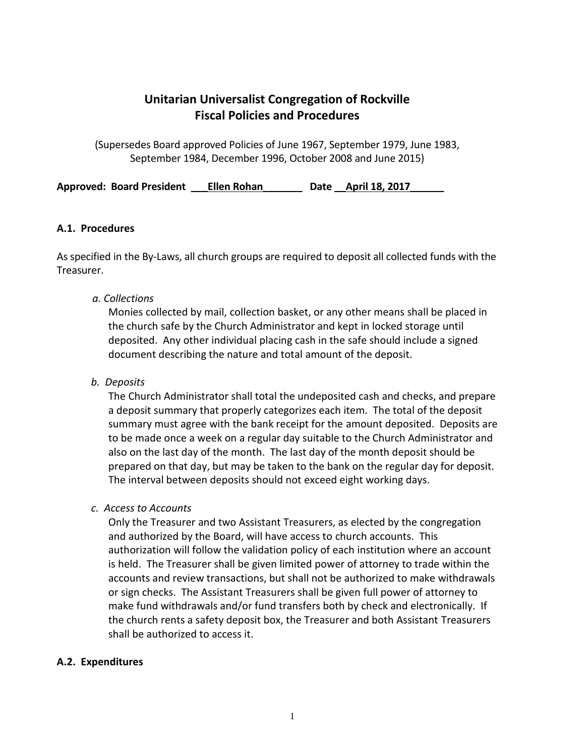# Unitarian Universalist Congregation of Rockville
# Fiscal Policies and Procedures

(Supersedes Board approved Policies of June 1967, September 1979, June 1983, September 1984, December 1996, October 2008 and June 2015)

**Approved: Board President ___Ellen Rohan_______ Date __April 18, 2017______**

### A.1. Procedures

As specified in the By-Laws, all church groups are required to deposit all collected funds with the Treasurer.

*a. Collections*

Monies collected by mail, collection basket, or any other means shall be placed in the church safe by the Church Administrator and kept in locked storage until deposited. Any other individual placing cash in the safe should include a signed document describing the nature and total amount of the deposit.

*b. Deposits*

The Church Administrator shall total the undeposited cash and checks, and prepare a deposit summary that properly categorizes each item. The total of the deposit summary must agree with the bank receipt for the amount deposited. Deposits are to be made once a week on a regular day suitable to the Church Administrator and also on the last day of the month. The last day of the month deposit should be prepared on that day, but may be taken to the bank on the regular day for deposit. The interval between deposits should not exceed eight working days.

*c. Access to Accounts*

Only the Treasurer and two Assistant Treasurers, as elected by the congregation and authorized by the Board, will have access to church accounts. This authorization will follow the validation policy of each institution where an account is held. The Treasurer shall be given limited power of attorney to trade within the accounts and review transactions, but shall not be authorized to make withdrawals or sign checks. The Assistant Treasurers shall be given full power of attorney to make fund withdrawals and/or fund transfers both by check and electronically. If the church rents a safety deposit box, the Treasurer and both Assistant Treasurers shall be authorized to access it.

### A.2. Expenditures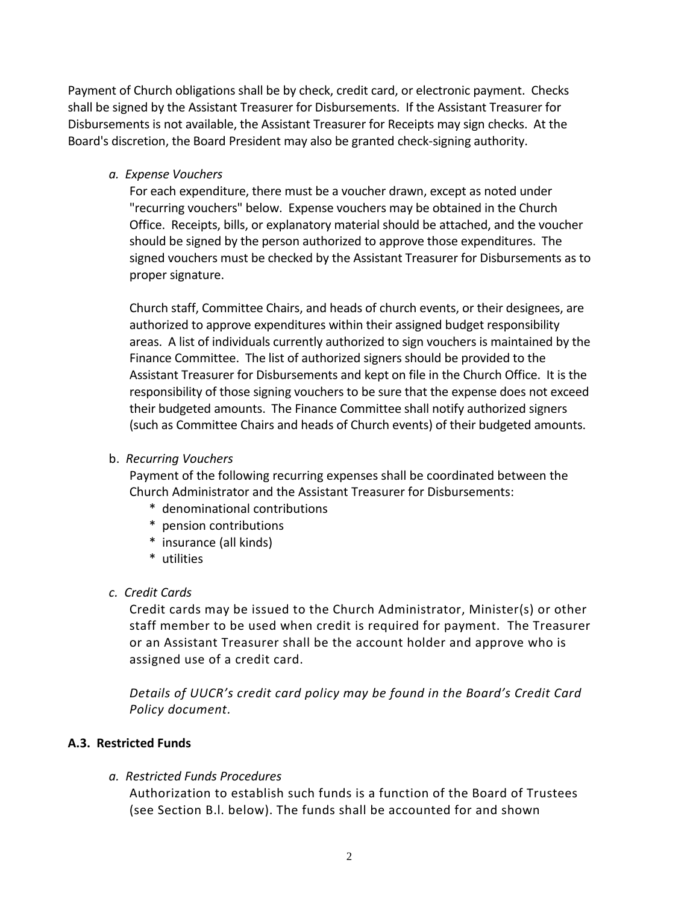Payment of Church obligations shall be by check, credit card, or electronic payment. Checks shall be signed by the Assistant Treasurer for Disbursements. If the Assistant Treasurer for Disbursements is not available, the Assistant Treasurer for Receipts may sign checks. At the Board's discretion, the Board President may also be granted check-signing authority.

*a. Expense Vouchers*

For each expenditure, there must be a voucher drawn, except as noted under "recurring vouchers" below. Expense vouchers may be obtained in the Church Office. Receipts, bills, or explanatory material should be attached, and the voucher should be signed by the person authorized to approve those expenditures. The signed vouchers must be checked by the Assistant Treasurer for Disbursements as to proper signature.

Church staff, Committee Chairs, and heads of church events, or their designees, are authorized to approve expenditures within their assigned budget responsibility areas. A list of individuals currently authorized to sign vouchers is maintained by the Finance Committee. The list of authorized signers should be provided to the Assistant Treasurer for Disbursements and kept on file in the Church Office. It is the responsibility of those signing vouchers to be sure that the expense does not exceed their budgeted amounts. The Finance Committee shall notify authorized signers (such as Committee Chairs and heads of Church events) of their budgeted amounts.

b. *Recurring Vouchers*

Payment of the following recurring expenses shall be coordinated between the Church Administrator and the Assistant Treasurer for Disbursements:

* denominational contributions
* pension contributions
* insurance (all kinds)
* utilities

*c. Credit Cards*

Credit cards may be issued to the Church Administrator, Minister(s) or other staff member to be used when credit is required for payment. The Treasurer or an Assistant Treasurer shall be the account holder and approve who is assigned use of a credit card.

*Details of UUCR's credit card policy may be found in the Board's Credit Card Policy document.*

**A.3. Restricted Funds**

*a. Restricted Funds Procedures*

Authorization to establish such funds is a function of the Board of Trustees (see Section B.l. below). The funds shall be accounted for and shown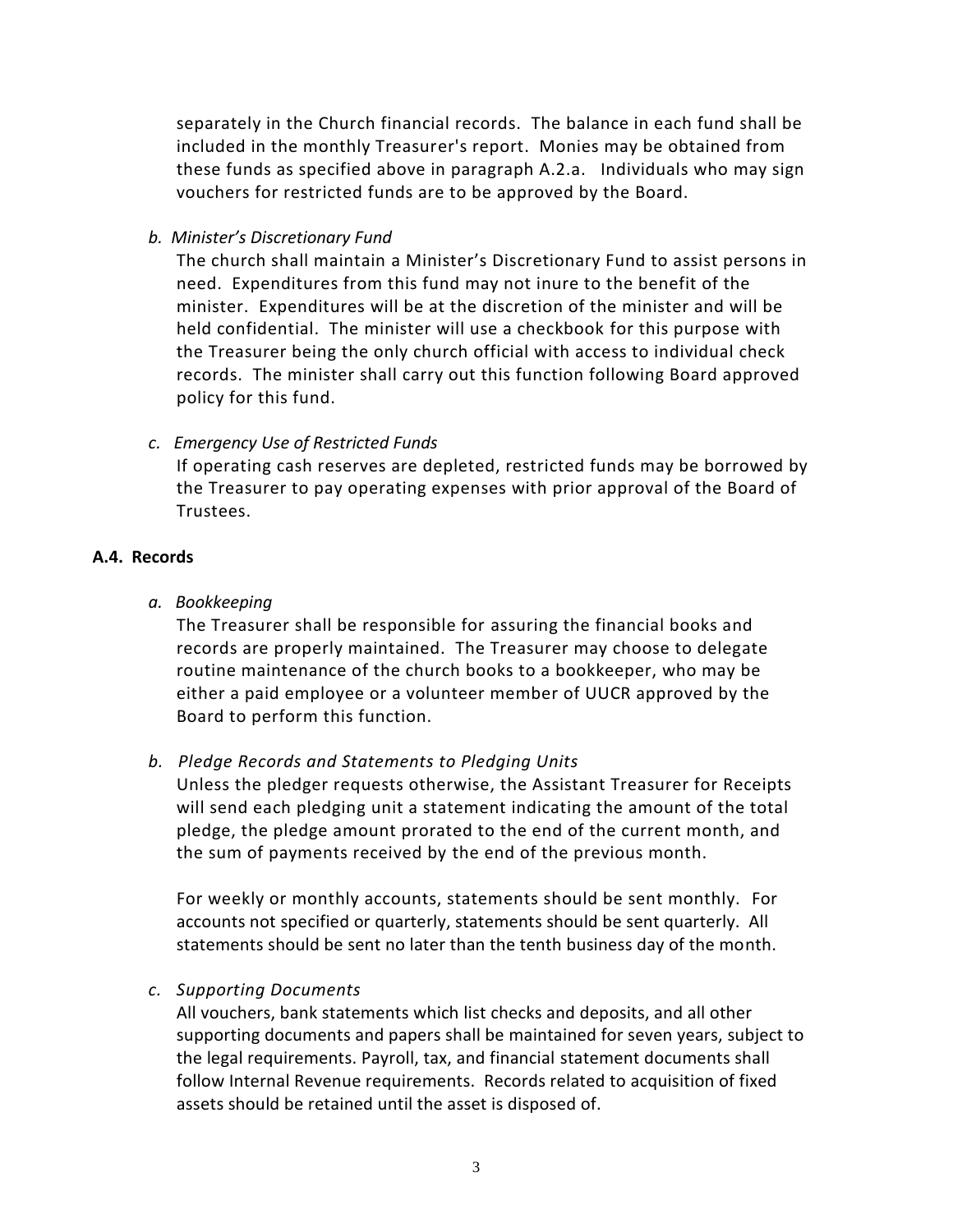separately in the Church financial records. The balance in each fund shall be included in the monthly Treasurer's report. Monies may be obtained from these funds as specified above in paragraph A.2.a. Individuals who may sign vouchers for restricted funds are to be approved by the Board.

*b. Minister's Discretionary Fund*

The church shall maintain a Minister's Discretionary Fund to assist persons in need. Expenditures from this fund may not inure to the benefit of the minister. Expenditures will be at the discretion of the minister and will be held confidential. The minister will use a checkbook for this purpose with the Treasurer being the only church official with access to individual check records. The minister shall carry out this function following Board approved policy for this fund.

*c. Emergency Use of Restricted Funds*

If operating cash reserves are depleted, restricted funds may be borrowed by the Treasurer to pay operating expenses with prior approval of the Board of Trustees.

**A.4. Records**

*a. Bookkeeping*

The Treasurer shall be responsible for assuring the financial books and records are properly maintained. The Treasurer may choose to delegate routine maintenance of the church books to a bookkeeper, who may be either a paid employee or a volunteer member of UUCR approved by the Board to perform this function.

*b. Pledge Records and Statements to Pledging Units*

Unless the pledger requests otherwise, the Assistant Treasurer for Receipts will send each pledging unit a statement indicating the amount of the total pledge, the pledge amount prorated to the end of the current month, and the sum of payments received by the end of the previous month.

For weekly or monthly accounts, statements should be sent monthly. For accounts not specified or quarterly, statements should be sent quarterly. All statements should be sent no later than the tenth business day of the month.

*c. Supporting Documents*

All vouchers, bank statements which list checks and deposits, and all other supporting documents and papers shall be maintained for seven years, subject to the legal requirements. Payroll, tax, and financial statement documents shall follow Internal Revenue requirements. Records related to acquisition of fixed assets should be retained until the asset is disposed of.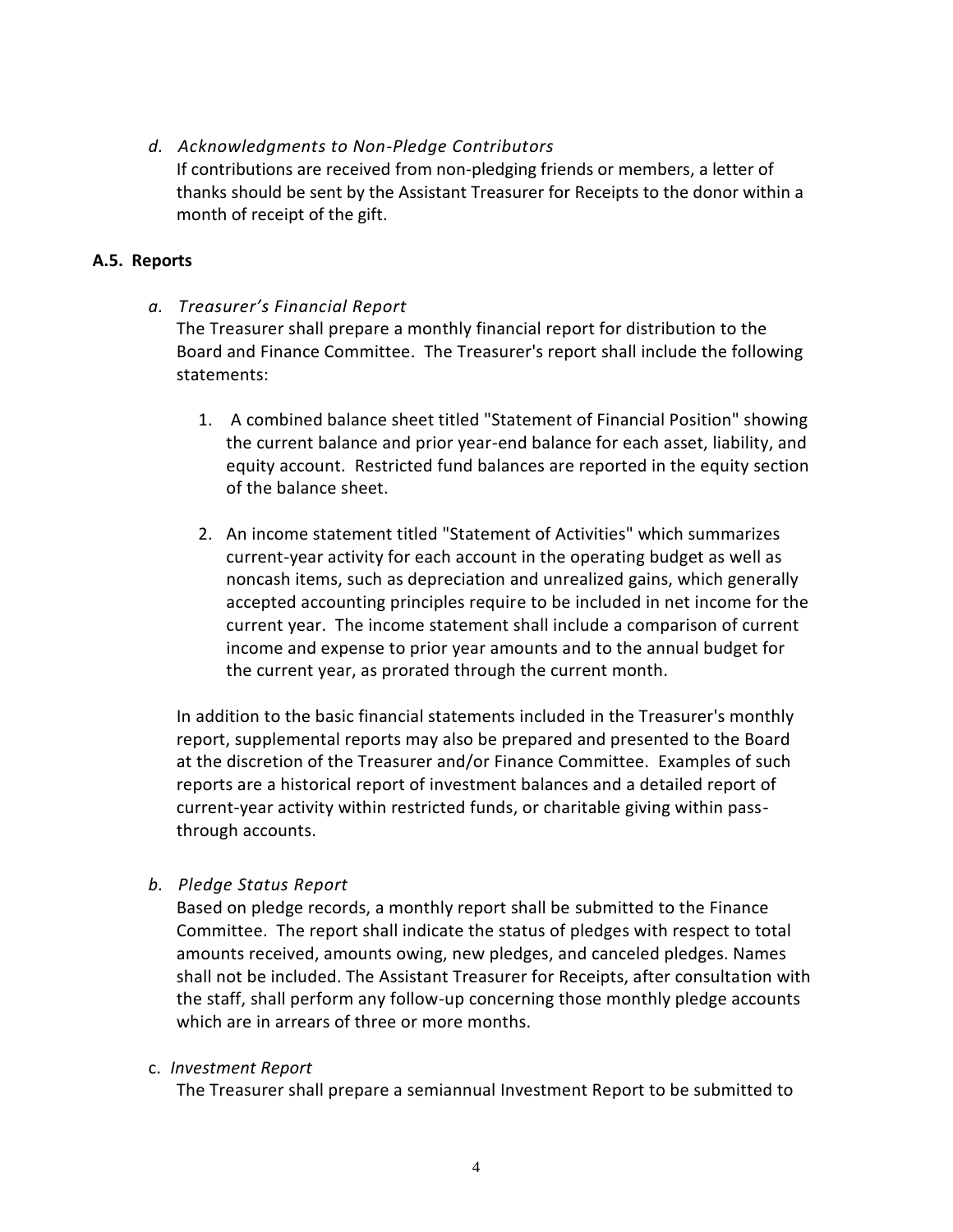*d. Acknowledgments to Non-Pledge Contributors*

If contributions are received from non-pledging friends or members, a letter of thanks should be sent by the Assistant Treasurer for Receipts to the donor within a month of receipt of the gift.

### A.5. Reports

*a. Treasurer's Financial Report*

The Treasurer shall prepare a monthly financial report for distribution to the Board and Finance Committee. The Treasurer's report shall include the following statements:

1. A combined balance sheet titled "Statement of Financial Position" showing the current balance and prior year-end balance for each asset, liability, and equity account. Restricted fund balances are reported in the equity section of the balance sheet.

2. An income statement titled "Statement of Activities" which summarizes current-year activity for each account in the operating budget as well as noncash items, such as depreciation and unrealized gains, which generally accepted accounting principles require to be included in net income for the current year. The income statement shall include a comparison of current income and expense to prior year amounts and to the annual budget for the current year, as prorated through the current month.

In addition to the basic financial statements included in the Treasurer's monthly report, supplemental reports may also be prepared and presented to the Board at the discretion of the Treasurer and/or Finance Committee. Examples of such reports are a historical report of investment balances and a detailed report of current-year activity within restricted funds, or charitable giving within pass-through accounts.

*b. Pledge Status Report*

Based on pledge records, a monthly report shall be submitted to the Finance Committee. The report shall indicate the status of pledges with respect to total amounts received, amounts owing, new pledges, and canceled pledges. Names shall not be included. The Assistant Treasurer for Receipts, after consultation with the staff, shall perform any follow-up concerning those monthly pledge accounts which are in arrears of three or more months.

c. *Investment Report*

The Treasurer shall prepare a semiannual Investment Report to be submitted to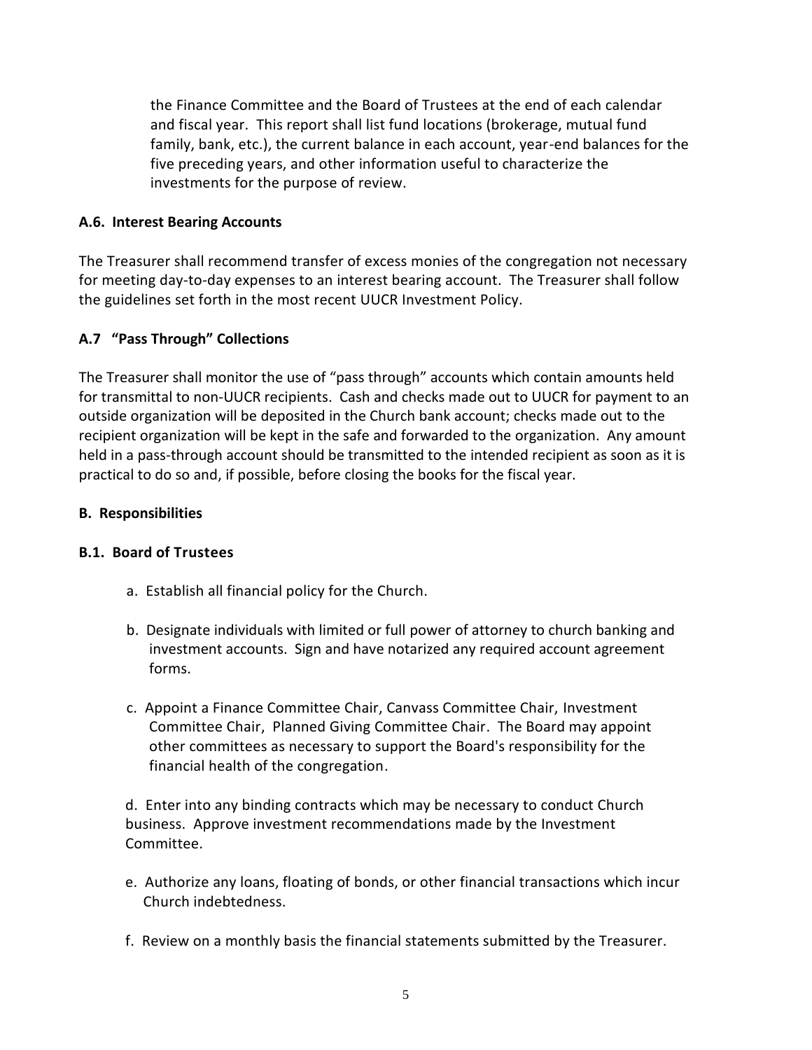the Finance Committee and the Board of Trustees at the end of each calendar and fiscal year. This report shall list fund locations (brokerage, mutual fund family, bank, etc.), the current balance in each account, year-end balances for the five preceding years, and other information useful to characterize the investments for the purpose of review.

**A.6. Interest Bearing Accounts**

The Treasurer shall recommend transfer of excess monies of the congregation not necessary for meeting day-to-day expenses to an interest bearing account. The Treasurer shall follow the guidelines set forth in the most recent UUCR Investment Policy.

**A.7 "Pass Through" Collections**

The Treasurer shall monitor the use of "pass through" accounts which contain amounts held for transmittal to non-UUCR recipients. Cash and checks made out to UUCR for payment to an outside organization will be deposited in the Church bank account; checks made out to the recipient organization will be kept in the safe and forwarded to the organization. Any amount held in a pass-through account should be transmitted to the intended recipient as soon as it is practical to do so and, if possible, before closing the books for the fiscal year.

**B. Responsibilities**

**B.1. Board of Trustees**

a. Establish all financial policy for the Church.

b. Designate individuals with limited or full power of attorney to church banking and investment accounts. Sign and have notarized any required account agreement forms.

c. Appoint a Finance Committee Chair, Canvass Committee Chair, Investment Committee Chair, Planned Giving Committee Chair. The Board may appoint other committees as necessary to support the Board's responsibility for the financial health of the congregation.

d. Enter into any binding contracts which may be necessary to conduct Church business. Approve investment recommendations made by the Investment Committee.

e. Authorize any loans, floating of bonds, or other financial transactions which incur Church indebtedness.

f. Review on a monthly basis the financial statements submitted by the Treasurer.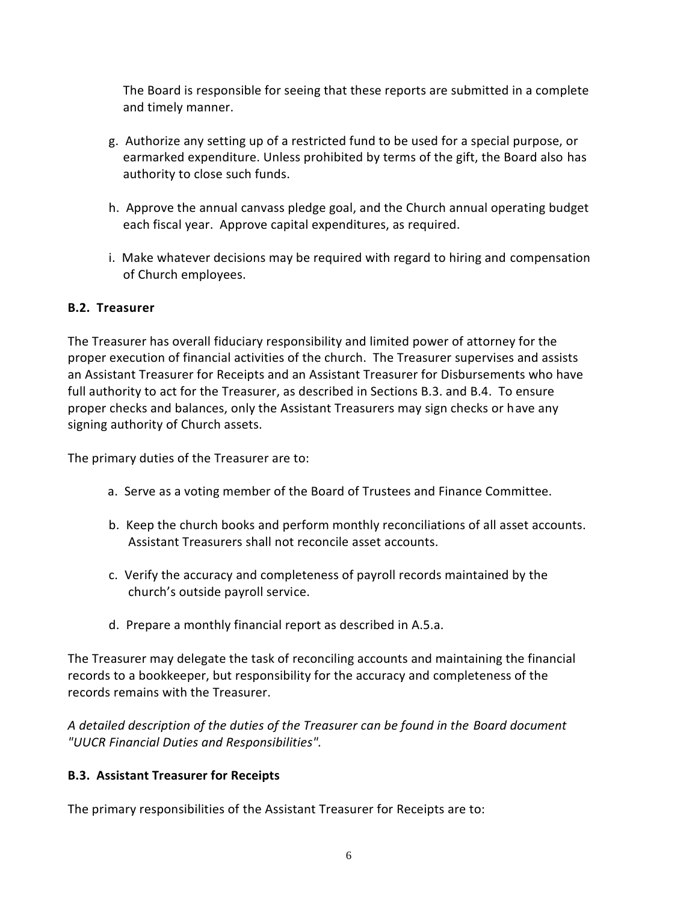The Board is responsible for seeing that these reports are submitted in a complete and timely manner.

g. Authorize any setting up of a restricted fund to be used for a special purpose, or earmarked expenditure. Unless prohibited by terms of the gift, the Board also has authority to close such funds.

h. Approve the annual canvass pledge goal, and the Church annual operating budget each fiscal year. Approve capital expenditures, as required.

i. Make whatever decisions may be required with regard to hiring and compensation of Church employees.

**B.2. Treasurer**

The Treasurer has overall fiduciary responsibility and limited power of attorney for the proper execution of financial activities of the church. The Treasurer supervises and assists an Assistant Treasurer for Receipts and an Assistant Treasurer for Disbursements who have full authority to act for the Treasurer, as described in Sections B.3. and B.4. To ensure proper checks and balances, only the Assistant Treasurers may sign checks or have any signing authority of Church assets.

The primary duties of the Treasurer are to:

a. Serve as a voting member of the Board of Trustees and Finance Committee.

b. Keep the church books and perform monthly reconciliations of all asset accounts. Assistant Treasurers shall not reconcile asset accounts.

c. Verify the accuracy and completeness of payroll records maintained by the church's outside payroll service.

d. Prepare a monthly financial report as described in A.5.a.

The Treasurer may delegate the task of reconciling accounts and maintaining the financial records to a bookkeeper, but responsibility for the accuracy and completeness of the records remains with the Treasurer.

*A detailed description of the duties of the Treasurer can be found in the Board document "UUCR Financial Duties and Responsibilities".*

**B.3. Assistant Treasurer for Receipts**

The primary responsibilities of the Assistant Treasurer for Receipts are to: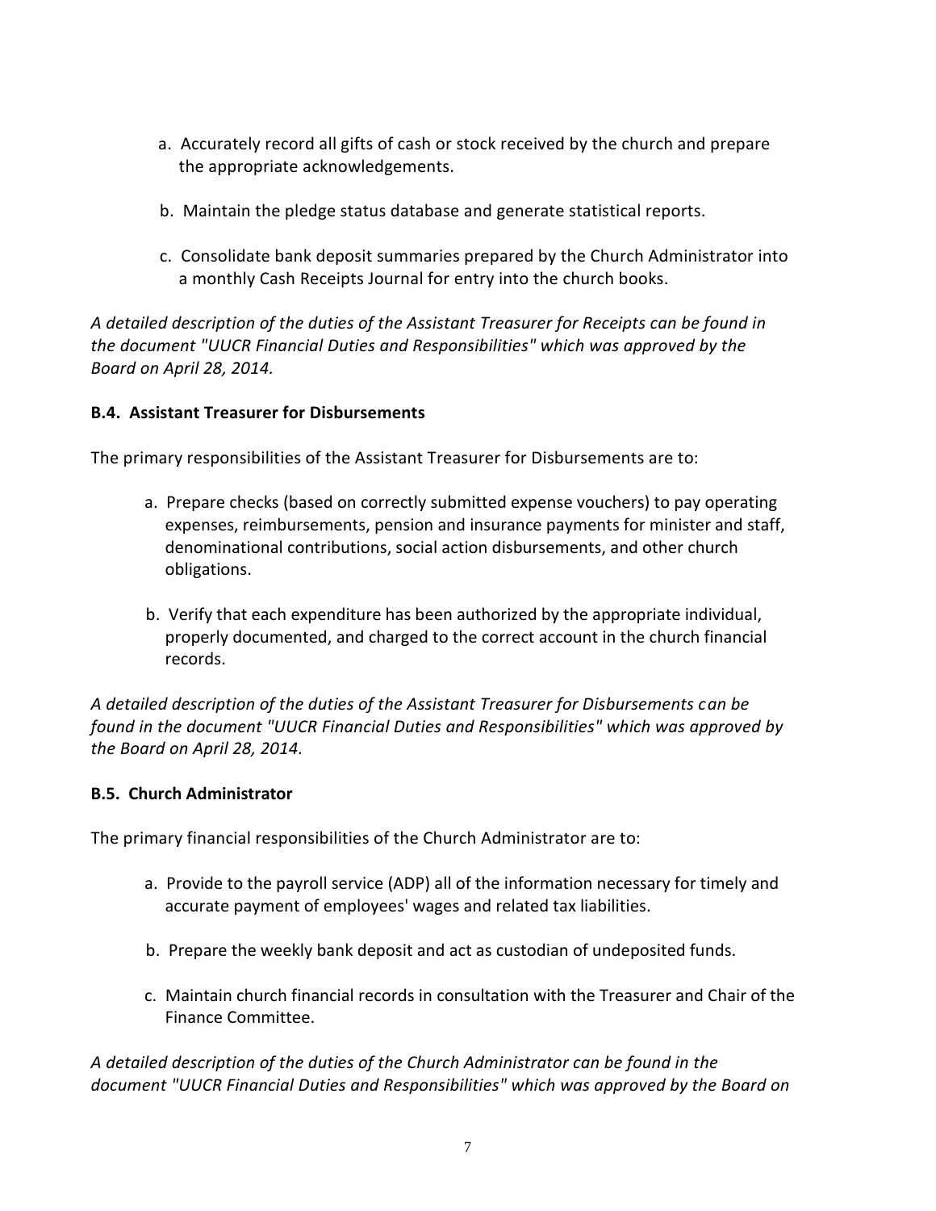a. Accurately record all gifts of cash or stock received by the church and prepare the appropriate acknowledgements.

b. Maintain the pledge status database and generate statistical reports.

c. Consolidate bank deposit summaries prepared by the Church Administrator into a monthly Cash Receipts Journal for entry into the church books.

*A detailed description of the duties of the Assistant Treasurer for Receipts can be found in the document "UUCR Financial Duties and Responsibilities" which was approved by the Board on April 28, 2014.*

**B.4. Assistant Treasurer for Disbursements**

The primary responsibilities of the Assistant Treasurer for Disbursements are to:

a. Prepare checks (based on correctly submitted expense vouchers) to pay operating expenses, reimbursements, pension and insurance payments for minister and staff, denominational contributions, social action disbursements, and other church obligations.

b. Verify that each expenditure has been authorized by the appropriate individual, properly documented, and charged to the correct account in the church financial records.

*A detailed description of the duties of the Assistant Treasurer for Disbursements can be found in the document "UUCR Financial Duties and Responsibilities" which was approved by the Board on April 28, 2014.*

**B.5. Church Administrator**

The primary financial responsibilities of the Church Administrator are to:

a. Provide to the payroll service (ADP) all of the information necessary for timely and accurate payment of employees' wages and related tax liabilities.

b. Prepare the weekly bank deposit and act as custodian of undeposited funds.

c. Maintain church financial records in consultation with the Treasurer and Chair of the Finance Committee.

*A detailed description of the duties of the Church Administrator can be found in the document "UUCR Financial Duties and Responsibilities" which was approved by the Board on*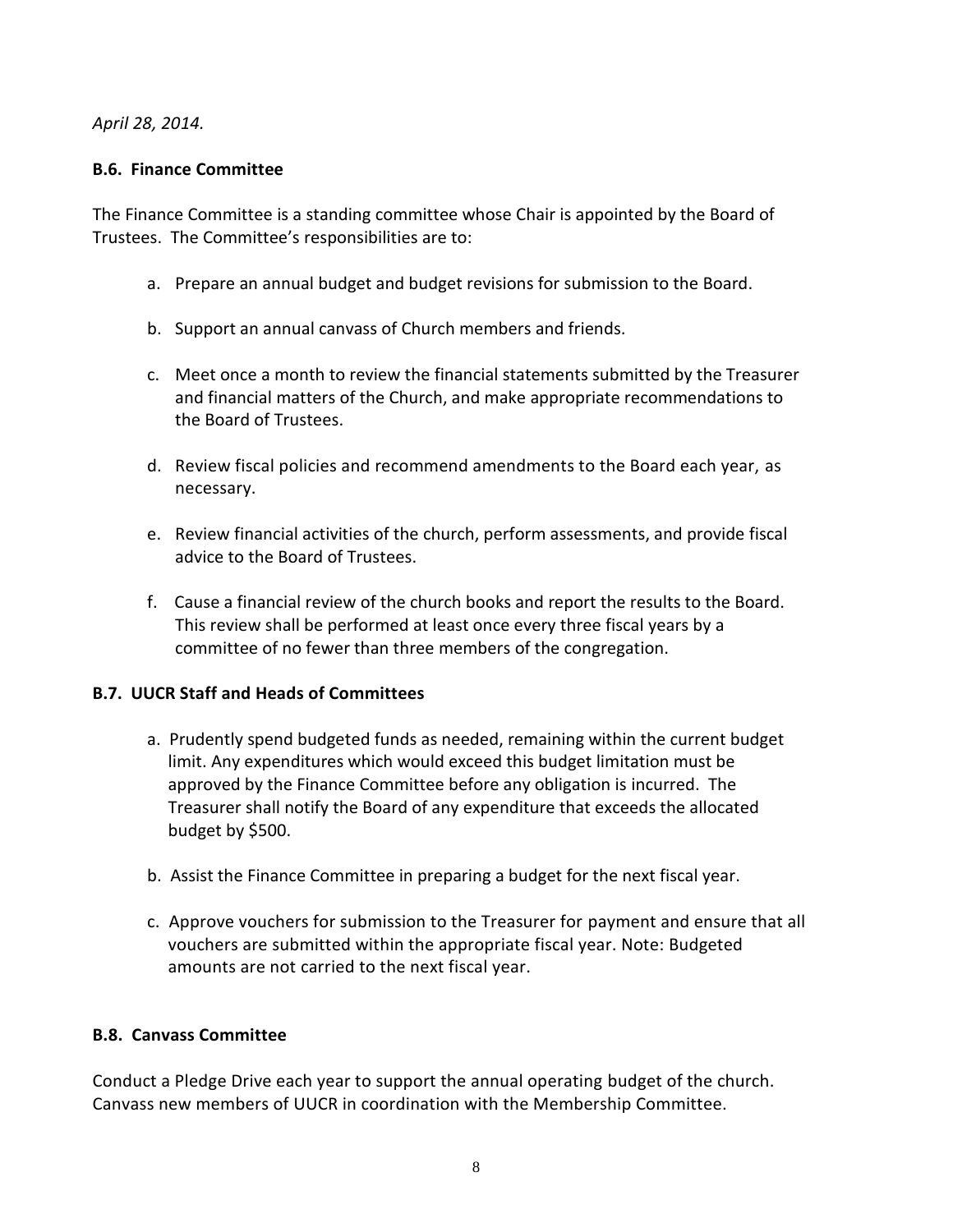*April 28, 2014.*

**B.6. Finance Committee**

The Finance Committee is a standing committee whose Chair is appointed by the Board of Trustees. The Committee's responsibilities are to:

a. Prepare an annual budget and budget revisions for submission to the Board.

b. Support an annual canvass of Church members and friends.

c. Meet once a month to review the financial statements submitted by the Treasurer and financial matters of the Church, and make appropriate recommendations to the Board of Trustees.

d. Review fiscal policies and recommend amendments to the Board each year, as necessary.

e. Review financial activities of the church, perform assessments, and provide fiscal advice to the Board of Trustees.

f. Cause a financial review of the church books and report the results to the Board. This review shall be performed at least once every three fiscal years by a committee of no fewer than three members of the congregation.

**B.7. UUCR Staff and Heads of Committees**

a. Prudently spend budgeted funds as needed, remaining within the current budget limit. Any expenditures which would exceed this budget limitation must be approved by the Finance Committee before any obligation is incurred. The Treasurer shall notify the Board of any expenditure that exceeds the allocated budget by $500.

b. Assist the Finance Committee in preparing a budget for the next fiscal year.

c. Approve vouchers for submission to the Treasurer for payment and ensure that all vouchers are submitted within the appropriate fiscal year. Note: Budgeted amounts are not carried to the next fiscal year.

**B.8. Canvass Committee**

Conduct a Pledge Drive each year to support the annual operating budget of the church. Canvass new members of UUCR in coordination with the Membership Committee.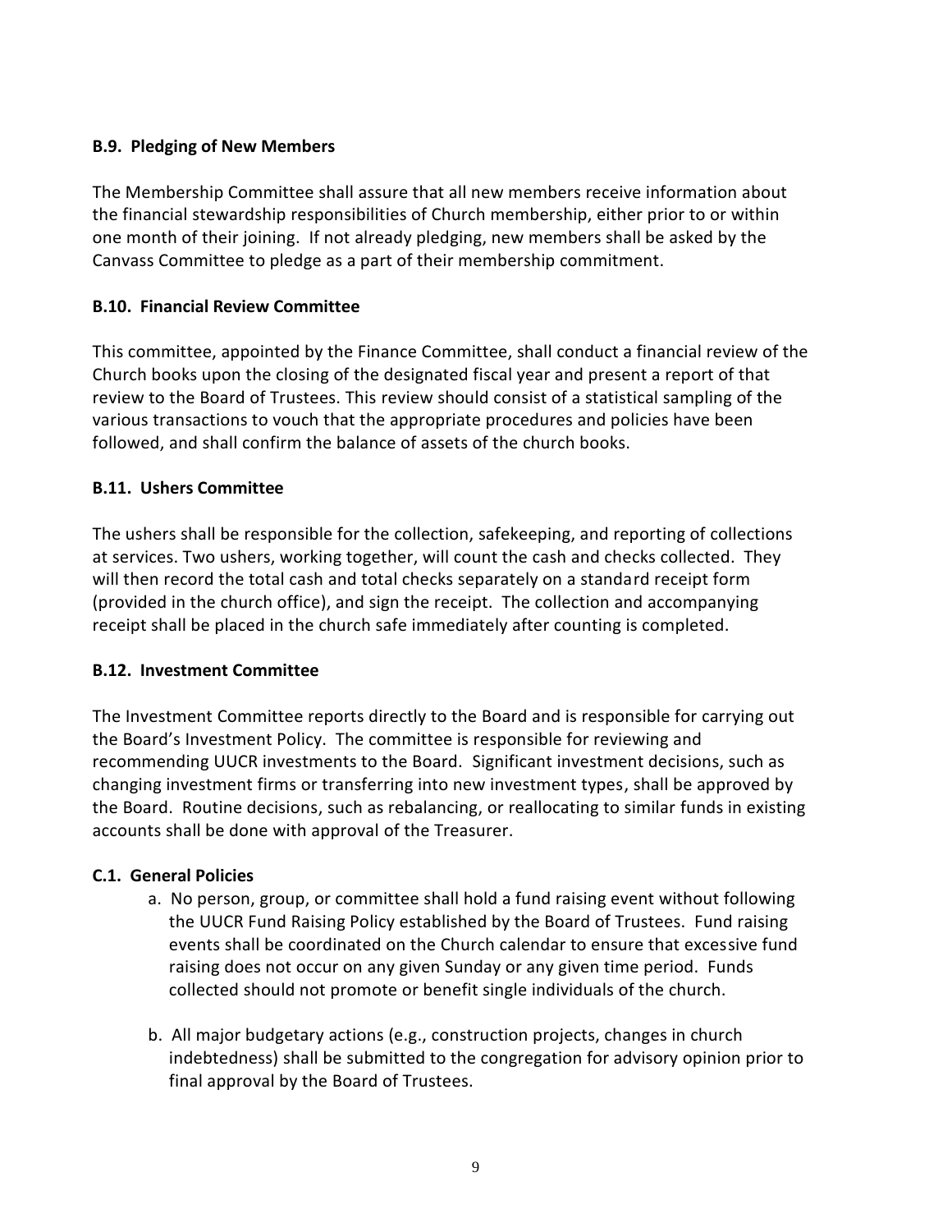### B.9. Pledging of New Members

The Membership Committee shall assure that all new members receive information about the financial stewardship responsibilities of Church membership, either prior to or within one month of their joining. If not already pledging, new members shall be asked by the Canvass Committee to pledge as a part of their membership commitment.

### B.10. Financial Review Committee

This committee, appointed by the Finance Committee, shall conduct a financial review of the Church books upon the closing of the designated fiscal year and present a report of that review to the Board of Trustees. This review should consist of a statistical sampling of the various transactions to vouch that the appropriate procedures and policies have been followed, and shall confirm the balance of assets of the church books.

### B.11. Ushers Committee

The ushers shall be responsible for the collection, safekeeping, and reporting of collections at services. Two ushers, working together, will count the cash and checks collected. They will then record the total cash and total checks separately on a standard receipt form (provided in the church office), and sign the receipt. The collection and accompanying receipt shall be placed in the church safe immediately after counting is completed.

### B.12. Investment Committee

The Investment Committee reports directly to the Board and is responsible for carrying out the Board's Investment Policy. The committee is responsible for reviewing and recommending UUCR investments to the Board. Significant investment decisions, such as changing investment firms or transferring into new investment types, shall be approved by the Board. Routine decisions, such as rebalancing, or reallocating to similar funds in existing accounts shall be done with approval of the Treasurer.

### C.1. General Policies

a. No person, group, or committee shall hold a fund raising event without following the UUCR Fund Raising Policy established by the Board of Trustees. Fund raising events shall be coordinated on the Church calendar to ensure that excessive fund raising does not occur on any given Sunday or any given time period. Funds collected should not promote or benefit single individuals of the church.

b. All major budgetary actions (e.g., construction projects, changes in church indebtedness) shall be submitted to the congregation for advisory opinion prior to final approval by the Board of Trustees.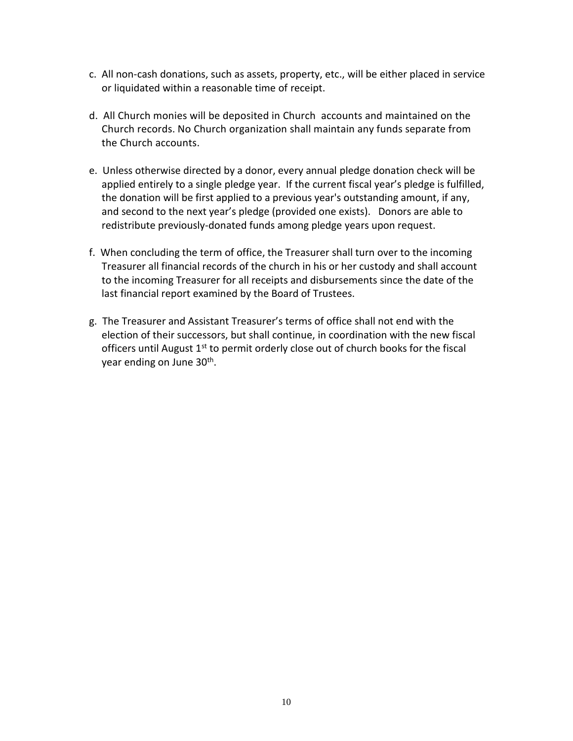c. All non-cash donations, such as assets, property, etc., will be either placed in service or liquidated within a reasonable time of receipt.

d. All Church monies will be deposited in Church accounts and maintained on the Church records. No Church organization shall maintain any funds separate from the Church accounts.

e. Unless otherwise directed by a donor, every annual pledge donation check will be applied entirely to a single pledge year. If the current fiscal year's pledge is fulfilled, the donation will be first applied to a previous year's outstanding amount, if any, and second to the next year's pledge (provided one exists). Donors are able to redistribute previously-donated funds among pledge years upon request.

f. When concluding the term of office, the Treasurer shall turn over to the incoming Treasurer all financial records of the church in his or her custody and shall account to the incoming Treasurer for all receipts and disbursements since the date of the last financial report examined by the Board of Trustees.

g. The Treasurer and Assistant Treasurer's terms of office shall not end with the election of their successors, but shall continue, in coordination with the new fiscal officers until August 1st to permit orderly close out of church books for the fiscal year ending on June 30th.